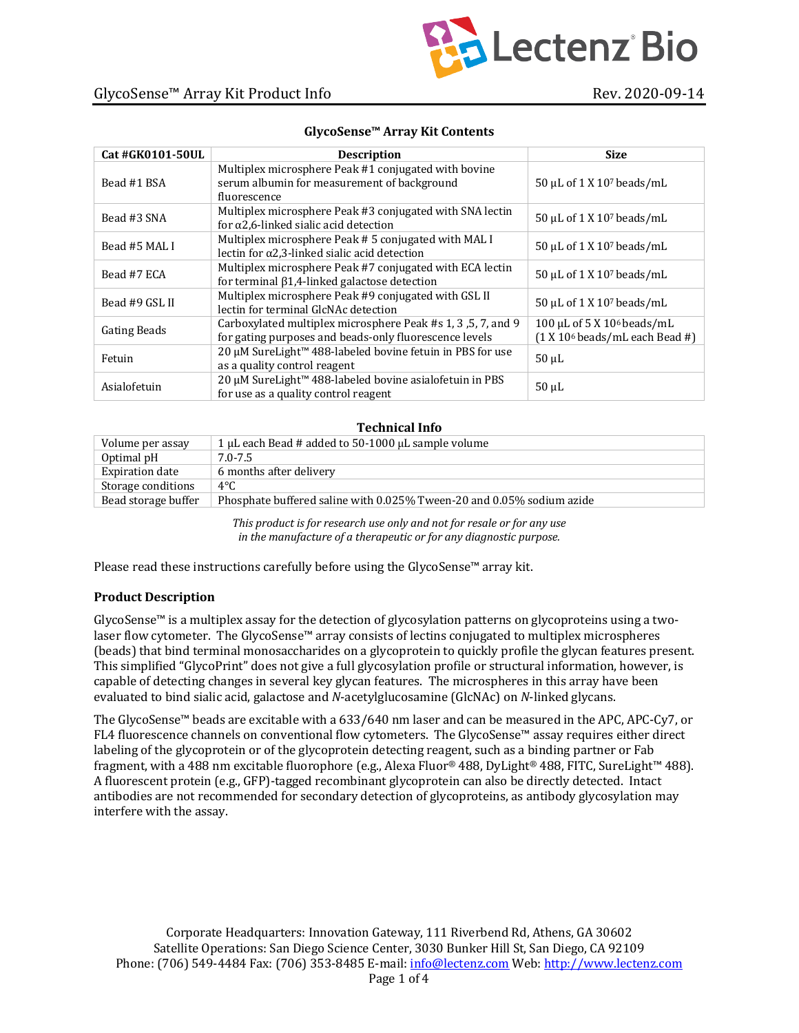## GlycoSense™ Array Kit Contents

| Cat #GK0101-50UL | Description | Size |
|---|---|---|
| Bead #1 BSA | Multiplex microsphere Peak #1 conjugated with bovine serum albumin for measurement of background fluorescence | 50 µL of 1 X $10^7$ beads/mL |
| Bead #3 SNA | Multiplex microsphere Peak #3 conjugated with SNA lectin for α2,6-linked sialic acid detection | 50 µL of 1 X $10^7$ beads/mL |
| Bead #5 MAL I | Multiplex microsphere Peak # 5 conjugated with MAL I lectin for α2,3-linked sialic acid detection | 50 µL of 1 X $10^7$ beads/mL |
| Bead #7 ECA | Multiplex microsphere Peak #7 conjugated with ECA lectin for terminal β1,4-linked galactose detection | 50 µL of 1 X $10^7$ beads/mL |
| Bead #9 GSL II | Multiplex microsphere Peak #9 conjugated with GSL II lectin for terminal GlcNAc detection | 50 µL of 1 X $10^7$ beads/mL |
| Gating Beads | Carboxylated multiplex microsphere Peak #s 1, 3 ,5, 7, and 9 for gating purposes and beads-only fluorescence levels | 100 µL of 5 X $10^6$ beads/mL (1 X $10^6$ beads/mL each Bead #) |
| Fetuin | 20 µM SureLight™ 488-labeled bovine fetuin in PBS for use as a quality control reagent | 50 µL |
| Asialofetuin | 20 µM SureLight™ 488-labeled bovine asialofetuin in PBS for use as a quality control reagent | 50 µL |

## Technical Info

| | |
|---|---|
| Volume per assay | 1 µL each Bead # added to 50-1000 µL sample volume |
| Optimal pH | 7.0-7.5 |
| Expiration date | 6 months after delivery |
| Storage conditions | 4°C |
| Bead storage buffer | Phosphate buffered saline with 0.025% Tween-20 and 0.05% sodium azide |

*This product is for research use only and not for resale or for any use in the manufacture of a therapeutic or for any diagnostic purpose.*

Please read these instructions carefully before using the GlycoSense™ array kit.

### Product Description

GlycoSense™ is a multiplex assay for the detection of glycosylation patterns on glycoproteins using a two-laser flow cytometer. The GlycoSense™ array consists of lectins conjugated to multiplex microspheres (beads) that bind terminal monosaccharides on a glycoprotein to quickly profile the glycan features present. This simplified "GlycoPrint" does not give a full glycosylation profile or structural information, however, is capable of detecting changes in several key glycan features. The microspheres in this array have been evaluated to bind sialic acid, galactose and *N*-acetylglucosamine (GlcNAc) on *N*-linked glycans.

The GlycoSense™ beads are excitable with a 633/640 nm laser and can be measured in the APC, APC-Cy7, or FL4 fluorescence channels on conventional flow cytometers. The GlycoSense™ assay requires either direct labeling of the glycoprotein or of the glycoprotein detecting reagent, such as a binding partner or Fab fragment, with a 488 nm excitable fluorophore (e.g., Alexa Fluor® 488, DyLight® 488, FITC, SureLight™ 488). A fluorescent protein (e.g., GFP)-tagged recombinant glycoprotein can also be directly detected. Intact antibodies are not recommended for secondary detection of glycoproteins, as antibody glycosylation may interfere with the assay.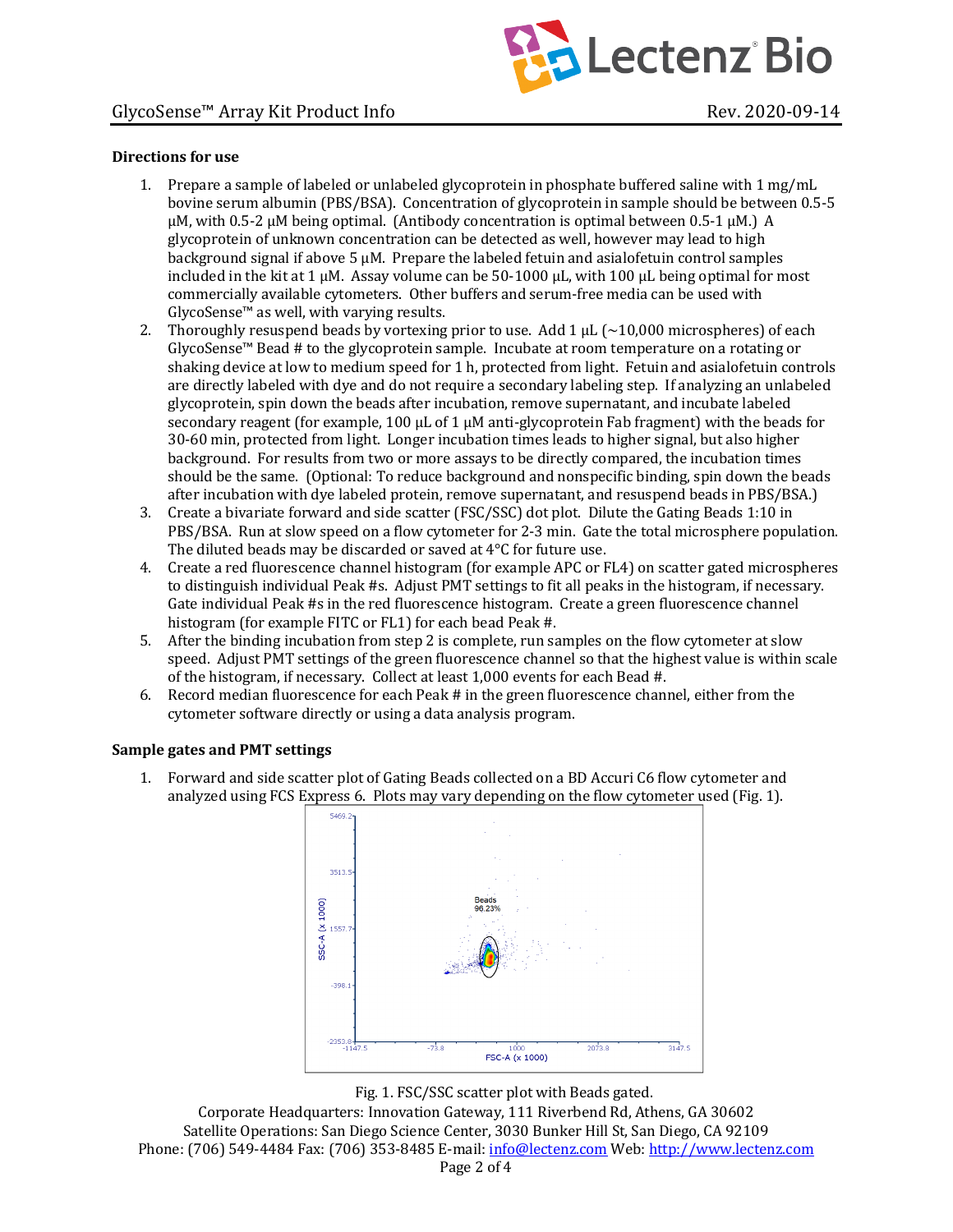**Directions for use**

1. Prepare a sample of labeled or unlabeled glycoprotein in phosphate buffered saline with 1 mg/mL bovine serum albumin (PBS/BSA). Concentration of glycoprotein in sample should be between 0.5-5 µM, with 0.5-2 µM being optimal. (Antibody concentration is optimal between 0.5-1 µM.) A glycoprotein of unknown concentration can be detected as well, however may lead to high background signal if above 5 µM. Prepare the labeled fetuin and asialofetuin control samples included in the kit at 1 µM. Assay volume can be 50-1000 µL, with 100 µL being optimal for most commercially available cytometers. Other buffers and serum-free media can be used with GlycoSense™ as well, with varying results.
2. Thoroughly resuspend beads by vortexing prior to use. Add 1 µL (~10,000 microspheres) of each GlycoSense™ Bead # to the glycoprotein sample. Incubate at room temperature on a rotating or shaking device at low to medium speed for 1 h, protected from light. Fetuin and asialofetuin controls are directly labeled with dye and do not require a secondary labeling step. If analyzing an unlabeled glycoprotein, spin down the beads after incubation, remove supernatant, and incubate labeled secondary reagent (for example, 100 µL of 1 µM anti-glycoprotein Fab fragment) with the beads for 30-60 min, protected from light. Longer incubation times leads to higher signal, but also higher background. For results from two or more assays to be directly compared, the incubation times should be the same. (Optional: To reduce background and nonspecific binding, spin down the beads after incubation with dye labeled protein, remove supernatant, and resuspend beads in PBS/BSA.)
3. Create a bivariate forward and side scatter (FSC/SSC) dot plot. Dilute the Gating Beads 1:10 in PBS/BSA. Run at slow speed on a flow cytometer for 2-3 min. Gate the total microsphere population. The diluted beads may be discarded or saved at 4°C for future use.
4. Create a red fluorescence channel histogram (for example APC or FL4) on scatter gated microspheres to distinguish individual Peak #s. Adjust PMT settings to fit all peaks in the histogram, if necessary. Gate individual Peak #s in the red fluorescence histogram. Create a green fluorescence channel histogram (for example FITC or FL1) for each bead Peak #.
5. After the binding incubation from step 2 is complete, run samples on the flow cytometer at slow speed. Adjust PMT settings of the green fluorescence channel so that the highest value is within scale of the histogram, if necessary. Collect at least 1,000 events for each Bead #.
6. Record median fluorescence for each Peak # in the green fluorescence channel, either from the cytometer software directly or using a data analysis program.

**Sample gates and PMT settings**

1. Forward and side scatter plot of Gating Beads collected on a BD Accuri C6 flow cytometer and analyzed using FCS Express 6. Plots may vary depending on the flow cytometer used (Fig. 1).

Fig. 1. FSC/SSC scatter plot with Beads gated.

Corporate Headquarters: Innovation Gateway, 111 Riverbend Rd, Athens, GA 30602
Satellite Operations: San Diego Science Center, 3030 Bunker Hill St, San Diego, CA 92109
Phone: (706) 549-4484 Fax: (706) 353-8485 E-mail: info@lectenz.com Web: http://www.lectenz.com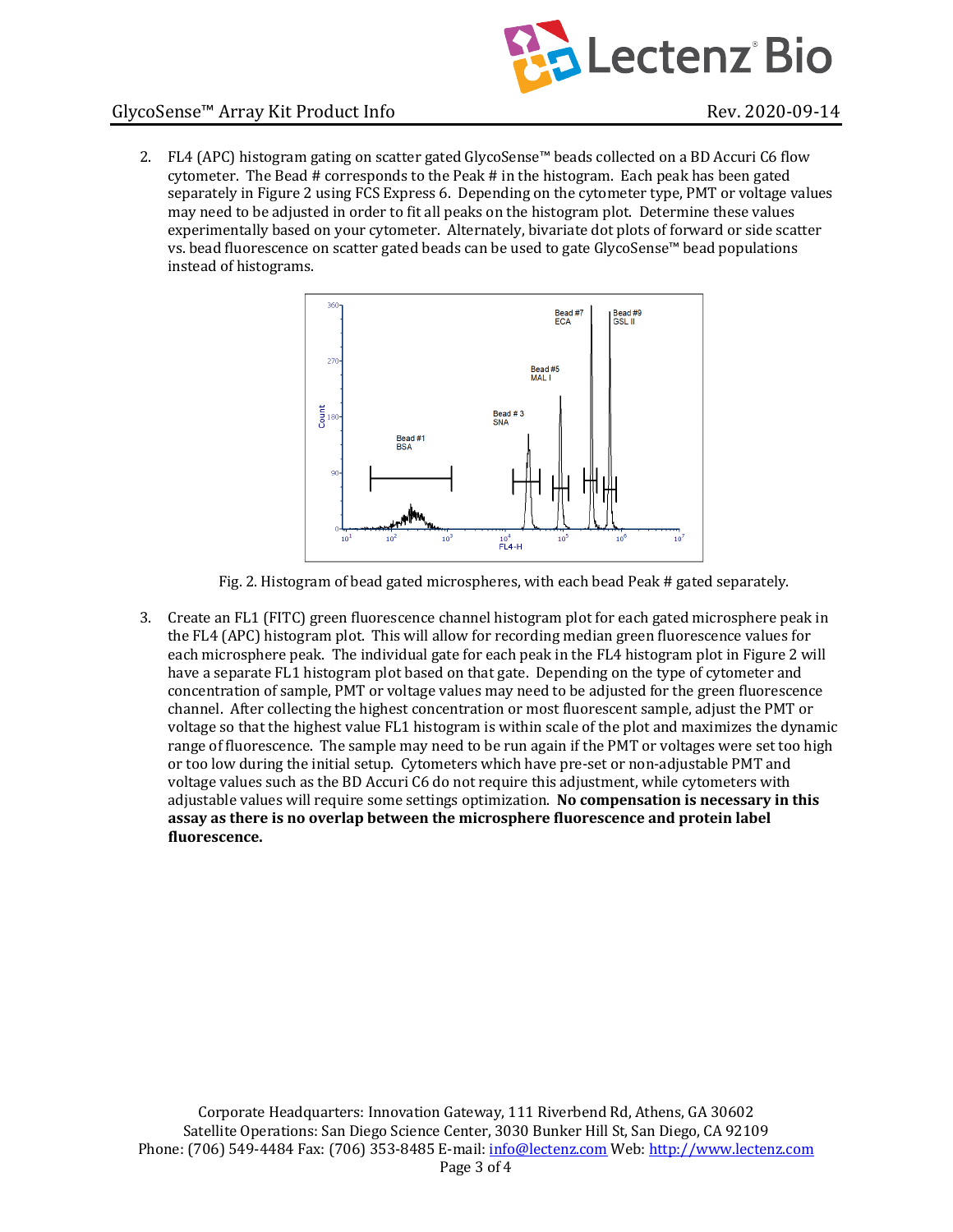2. FL4 (APC) histogram gating on scatter gated GlycoSense™ beads collected on a BD Accuri C6 flow cytometer. The Bead # corresponds to the Peak # in the histogram. Each peak has been gated separately in Figure 2 using FCS Express 6. Depending on the cytometer type, PMT or voltage values may need to be adjusted in order to fit all peaks on the histogram plot. Determine these values experimentally based on your cytometer. Alternately, bivariate dot plots of forward or side scatter vs. bead fluorescence on scatter gated beads can be used to gate GlycoSense™ bead populations instead of histograms.

Fig. 2. Histogram of bead gated microspheres, with each bead Peak # gated separately.

3. Create an FL1 (FITC) green fluorescence channel histogram plot for each gated microsphere peak in the FL4 (APC) histogram plot. This will allow for recording median green fluorescence values for each microsphere peak. The individual gate for each peak in the FL4 histogram plot in Figure 2 will have a separate FL1 histogram plot based on that gate. Depending on the type of cytometer and concentration of sample, PMT or voltage values may need to be adjusted for the green fluorescence channel. After collecting the highest concentration or most fluorescent sample, adjust the PMT or voltage so that the highest value FL1 histogram is within scale of the plot and maximizes the dynamic range of fluorescence. The sample may need to be run again if the PMT or voltages were set too high or too low during the initial setup. Cytometers which have pre-set or non-adjustable PMT and voltage values such as the BD Accuri C6 do not require this adjustment, while cytometers with adjustable values will require some settings optimization. **No compensation is necessary in this assay as there is no overlap between the microsphere fluorescence and protein label fluorescence.**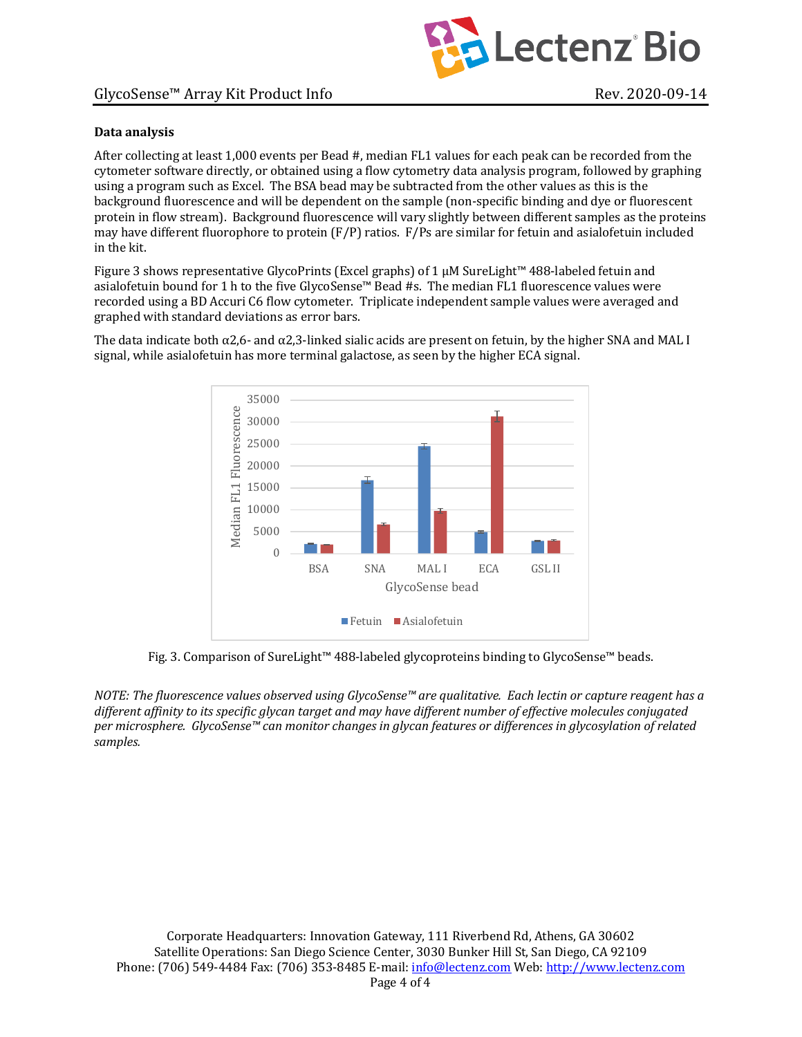### Data analysis

After collecting at least 1,000 events per Bead #, median FL1 values for each peak can be recorded from the cytometer software directly, or obtained using a flow cytometry data analysis program, followed by graphing using a program such as Excel. The BSA bead may be subtracted from the other values as this is the background fluorescence and will be dependent on the sample (non-specific binding and dye or fluorescent protein in flow stream). Background fluorescence will vary slightly between different samples as the proteins may have different fluorophore to protein (F/P) ratios. F/Ps are similar for fetuin and asialofetuin included in the kit.

Figure 3 shows representative GlycoPrints (Excel graphs) of 1 µM SureLight™ 488-labeled fetuin and asialofetuin bound for 1 h to the five GlycoSense™ Bead #s. The median FL1 fluorescence values were recorded using a BD Accuri C6 flow cytometer. Triplicate independent sample values were averaged and graphed with standard deviations as error bars.

The data indicate both α2,6- and α2,3-linked sialic acids are present on fetuin, by the higher SNA and MAL I signal, while asialofetuin has more terminal galactose, as seen by the higher ECA signal.

Median FL1 Fluorescence
35000
30000
25000
20000
15000
10000
5000
0
BSA
SNA
MAL I
ECA
GSL II
GlycoSense bead
Fetuin
Asialofetuin

Fig. 3. Comparison of SureLight™ 488-labeled glycoproteins binding to GlycoSense™ beads.

*NOTE: The fluorescence values observed using GlycoSense™ are qualitative. Each lectin or capture reagent has a different affinity to its specific glycan target and may have different number of effective molecules conjugated per microsphere. GlycoSense™ can monitor changes in glycan features or differences in glycosylation of related samples.*

Corporate Headquarters: Innovation Gateway, 111 Riverbend Rd, Athens, GA 30602
Satellite Operations: San Diego Science Center, 3030 Bunker Hill St, San Diego, CA 92109
Phone: (706) 549-4484 Fax: (706) 353-8485 E-mail: info@lectenz.com Web: http://www.lectenz.com